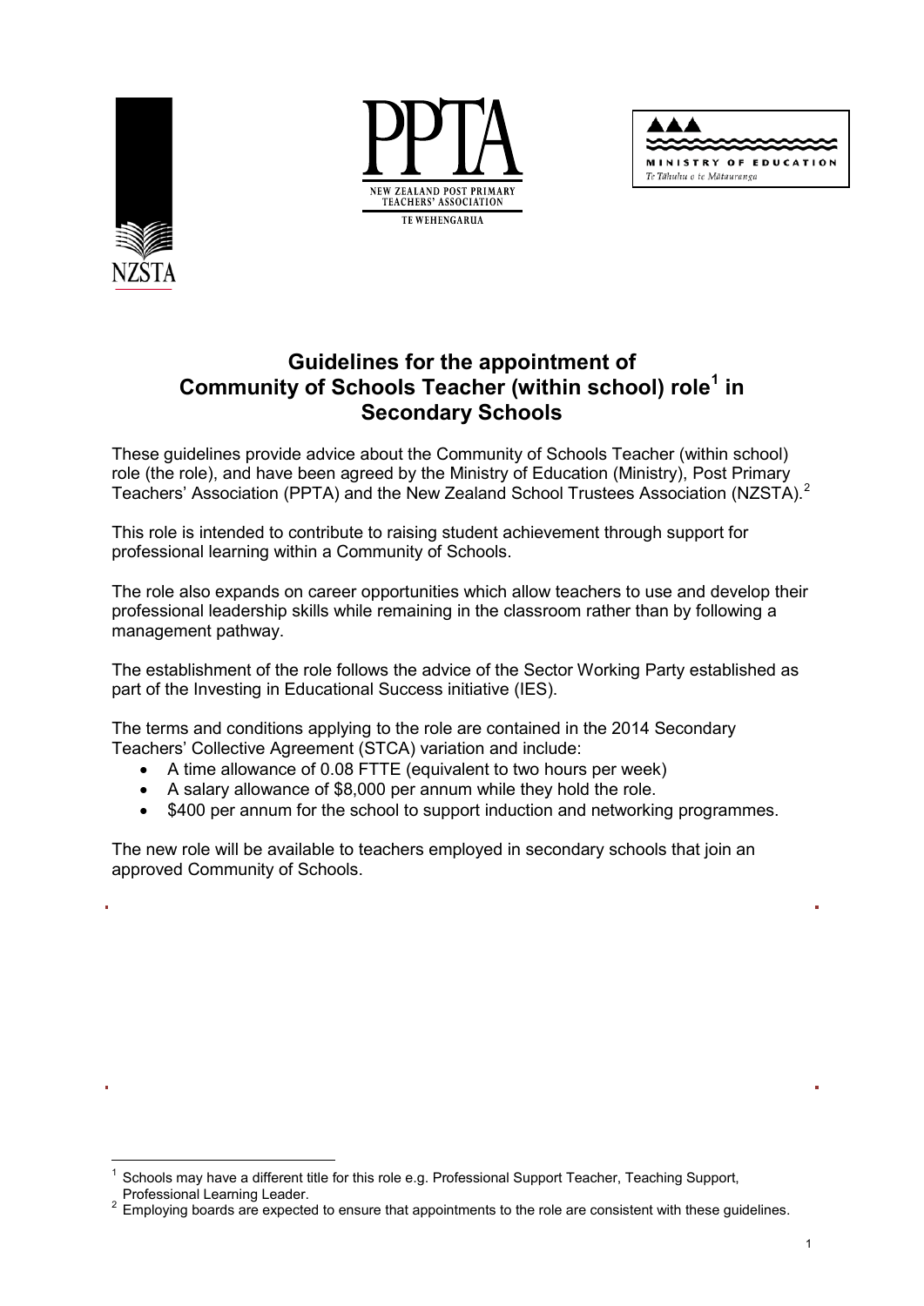# Guidelines for the appointment of Community of Schools Teacher (within school) role[1] in Secondary Schools

These guidelines provide advice about the Community of Schools Teacher (within school) role (the role), and have been agreed by the Ministry of Education (Ministry), Post Primary Teachers' Association (PPTA) and the New Zealand School Trustees Association (NZSTA).[2]

This role is intended to contribute to raising student achievement through support for professional learning within a Community of Schools.

The role also expands on career opportunities which allow teachers to use and develop their professional leadership skills while remaining in the classroom rather than by following a management pathway.

The establishment of the role follows the advice of the Sector Working Party established as part of the Investing in Educational Success initiative (IES).

The terms and conditions applying to the role are contained in the 2014 Secondary Teachers' Collective Agreement (STCA) variation and include:

- A time allowance of 0.08 FTTE (equivalent to two hours per week)
- A salary allowance of $8,000 per annum while they hold the role.
- $400 per annum for the school to support induction and networking programmes.

The new role will be available to teachers employed in secondary schools that join an approved Community of Schools.

---

[1] Schools may have a different title for this role e.g. Professional Support Teacher, Teaching Support, Professional Learning Leader.

[2] Employing boards are expected to ensure that appointments to the role are consistent with these guidelines.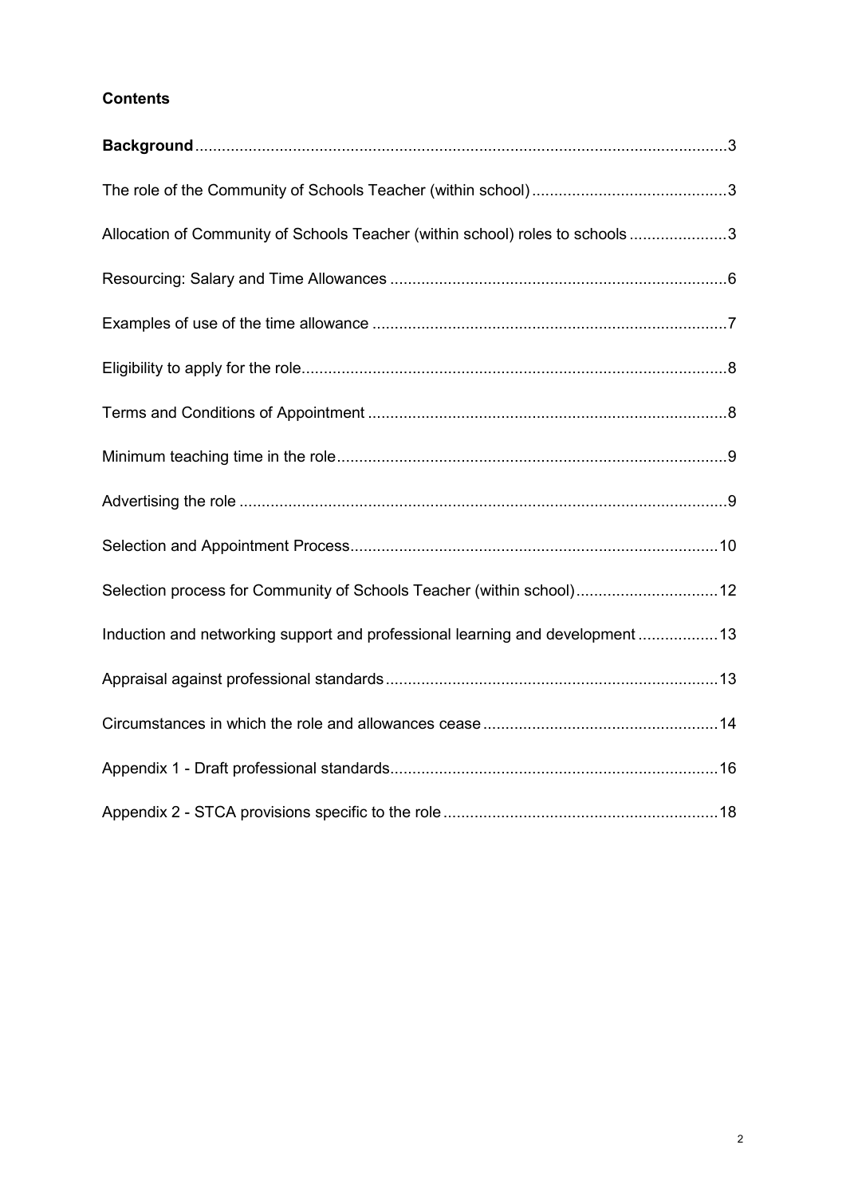**Contents**

**Background** 3

The role of the Community of Schools Teacher (within school) 3

Allocation of Community of Schools Teacher (within school) roles to schools 3

Resourcing: Salary and Time Allowances 6

Examples of use of the time allowance 7

Eligibility to apply for the role 8

Terms and Conditions of Appointment 8

Minimum teaching time in the role 9

Advertising the role 9

Selection and Appointment Process 10

Selection process for Community of Schools Teacher (within school) 12

Induction and networking support and professional learning and development 13

Appraisal against professional standards 13

Circumstances in which the role and allowances cease 14

Appendix 1 - Draft professional standards 16

Appendix 2 - STCA provisions specific to the role 18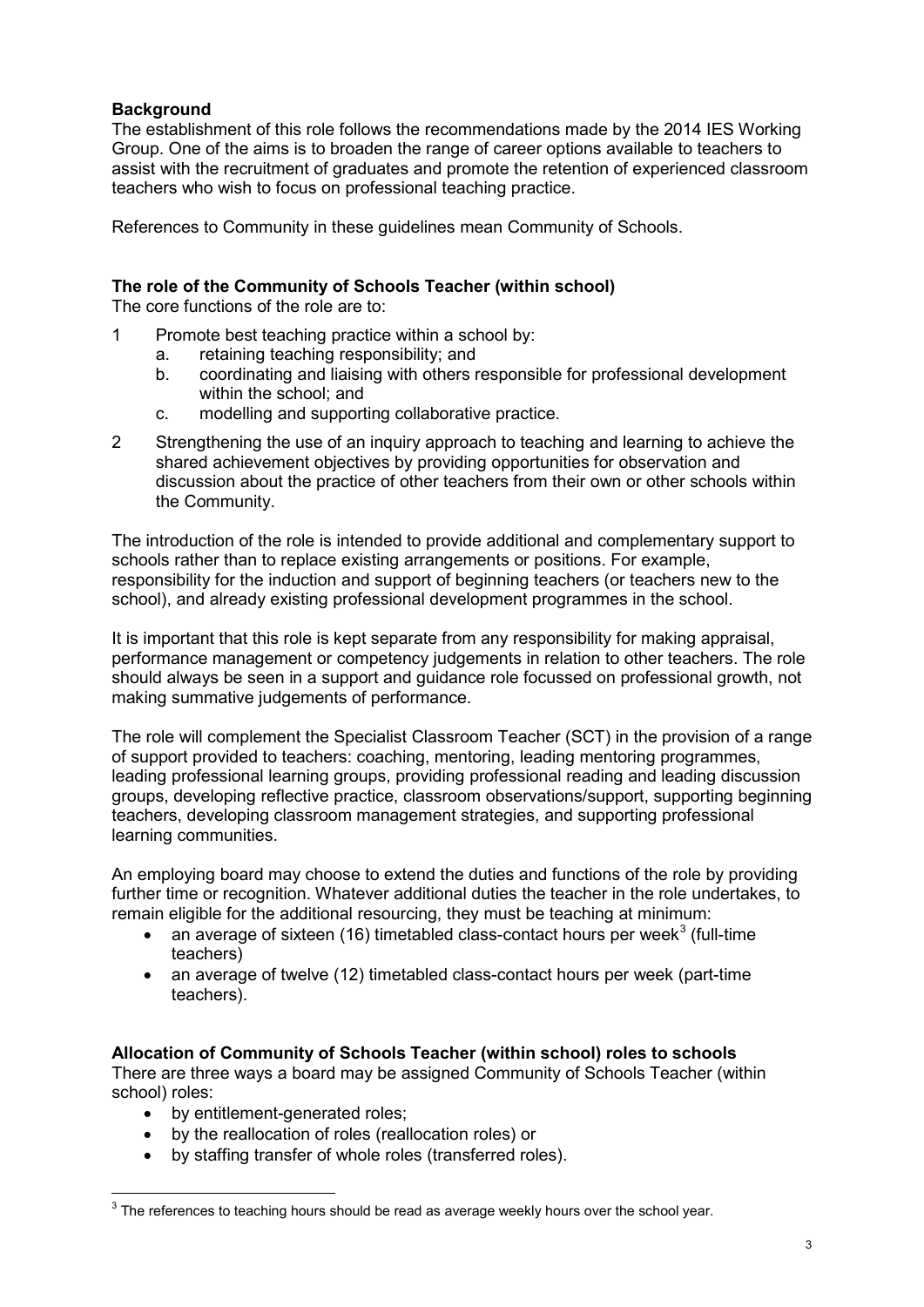**Background**

The establishment of this role follows the recommendations made by the 2014 IES Working Group. One of the aims is to broaden the range of career options available to teachers to assist with the recruitment of graduates and promote the retention of experienced classroom teachers who wish to focus on professional teaching practice.

References to Community in these guidelines mean Community of Schools.

**The role of the Community of Schools Teacher (within school)**

The core functions of the role are to:

1. Promote best teaching practice within a school by:
   a. retaining teaching responsibility; and
   b. coordinating and liaising with others responsible for professional development within the school; and
   c. modelling and supporting collaborative practice.
2. Strengthening the use of an inquiry approach to teaching and learning to achieve the shared achievement objectives by providing opportunities for observation and discussion about the practice of other teachers from their own or other schools within the Community.

The introduction of the role is intended to provide additional and complementary support to schools rather than to replace existing arrangements or positions. For example, responsibility for the induction and support of beginning teachers (or teachers new to the school), and already existing professional development programmes in the school.

It is important that this role is kept separate from any responsibility for making appraisal, performance management or competency judgements in relation to other teachers. The role should always be seen in a support and guidance role focussed on professional growth, not making summative judgements of performance.

The role will complement the Specialist Classroom Teacher (SCT) in the provision of a range of support provided to teachers: coaching, mentoring, leading mentoring programmes, leading professional learning groups, providing professional reading and leading discussion groups, developing reflective practice, classroom observations/support, supporting beginning teachers, developing classroom management strategies, and supporting professional learning communities.

An employing board may choose to extend the duties and functions of the role by providing further time or recognition. Whatever additional duties the teacher in the role undertakes, to remain eligible for the additional resourcing, they must be teaching at minimum:

- an average of sixteen (16) timetabled class-contact hours per week[3] (full-time teachers)
- an average of twelve (12) timetabled class-contact hours per week (part-time teachers).

**Allocation of Community of Schools Teacher (within school) roles to schools**

There are three ways a board may be assigned Community of Schools Teacher (within school) roles:

- by entitlement-generated roles;
- by the reallocation of roles (reallocation roles) or
- by staffing transfer of whole roles (transferred roles).

[3] The references to teaching hours should be read as average weekly hours over the school year.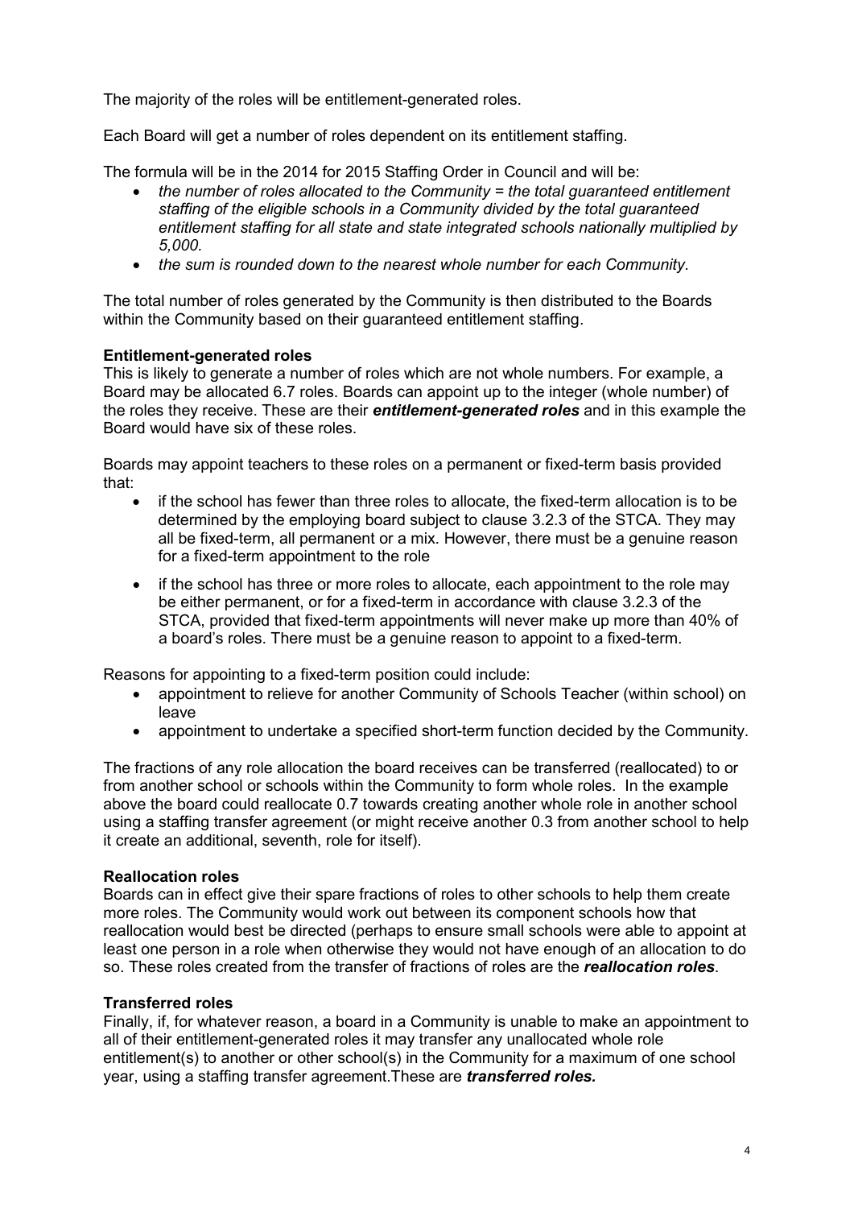The majority of the roles will be entitlement-generated roles.

Each Board will get a number of roles dependent on its entitlement staffing.

The formula will be in the 2014 for 2015 Staffing Order in Council and will be:

- *the number of roles allocated to the Community = the total guaranteed entitlement staffing of the eligible schools in a Community divided by the total guaranteed entitlement staffing for all state and state integrated schools nationally multiplied by 5,000.*
- *the sum is rounded down to the nearest whole number for each Community.*

The total number of roles generated by the Community is then distributed to the Boards within the Community based on their guaranteed entitlement staffing.

**Entitlement-generated roles**

This is likely to generate a number of roles which are not whole numbers. For example, a Board may be allocated 6.7 roles. Boards can appoint up to the integer (whole number) of the roles they receive. These are their ***entitlement-generated roles*** and in this example the Board would have six of these roles.

Boards may appoint teachers to these roles on a permanent or fixed-term basis provided that:

- if the school has fewer than three roles to allocate, the fixed-term allocation is to be determined by the employing board subject to clause 3.2.3 of the STCA. They may all be fixed-term, all permanent or a mix. However, there must be a genuine reason for a fixed-term appointment to the role
- if the school has three or more roles to allocate, each appointment to the role may be either permanent, or for a fixed-term in accordance with clause 3.2.3 of the STCA, provided that fixed-term appointments will never make up more than 40% of a board's roles. There must be a genuine reason to appoint to a fixed-term.

Reasons for appointing to a fixed-term position could include:

- appointment to relieve for another Community of Schools Teacher (within school) on leave
- appointment to undertake a specified short-term function decided by the Community.

The fractions of any role allocation the board receives can be transferred (reallocated) to or from another school or schools within the Community to form whole roles. In the example above the board could reallocate 0.7 towards creating another whole role in another school using a staffing transfer agreement (or might receive another 0.3 from another school to help it create an additional, seventh, role for itself).

**Reallocation roles**

Boards can in effect give their spare fractions of roles to other schools to help them create more roles. The Community would work out between its component schools how that reallocation would best be directed (perhaps to ensure small schools were able to appoint at least one person in a role when otherwise they would not have enough of an allocation to do so. These roles created from the transfer of fractions of roles are the ***reallocation roles***.

**Transferred roles**

Finally, if, for whatever reason, a board in a Community is unable to make an appointment to all of their entitlement-generated roles it may transfer any unallocated whole role entitlement(s) to another or other school(s) in the Community for a maximum of one school year, using a staffing transfer agreement.These are ***transferred roles.***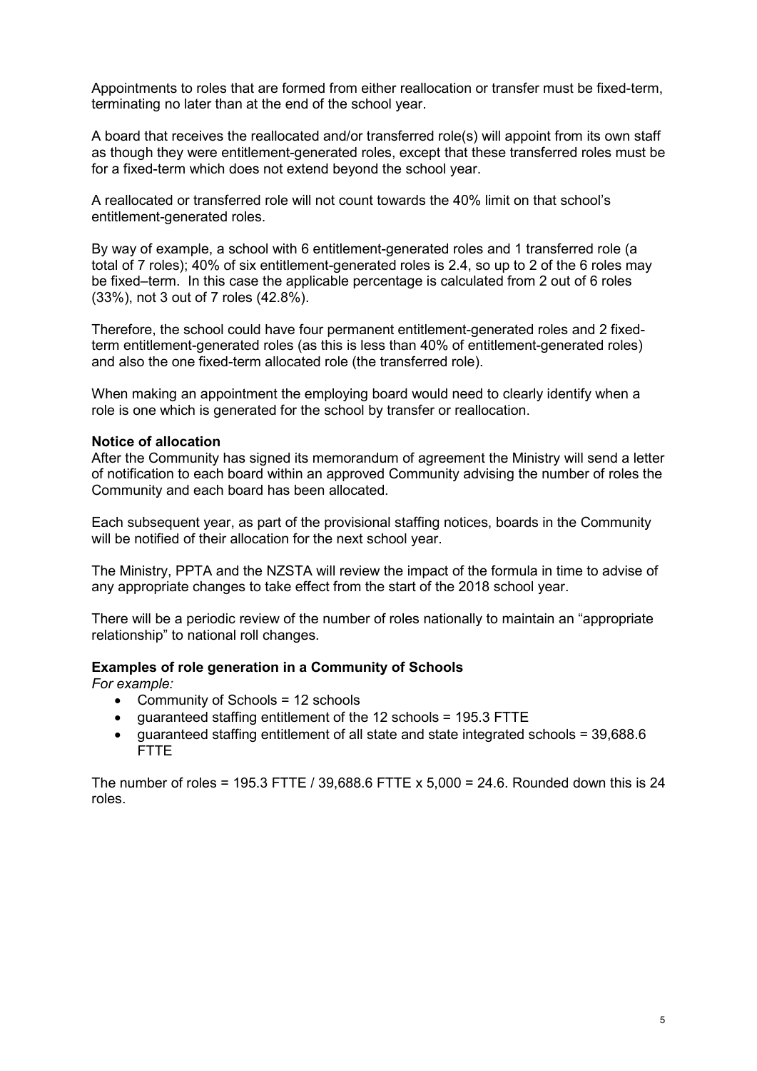Appointments to roles that are formed from either reallocation or transfer must be fixed-term, terminating no later than at the end of the school year.

A board that receives the reallocated and/or transferred role(s) will appoint from its own staff as though they were entitlement-generated roles, except that these transferred roles must be for a fixed-term which does not extend beyond the school year.

A reallocated or transferred role will not count towards the 40% limit on that school's entitlement-generated roles.

By way of example, a school with 6 entitlement-generated roles and 1 transferred role (a total of 7 roles); 40% of six entitlement-generated roles is 2.4, so up to 2 of the 6 roles may be fixed–term. In this case the applicable percentage is calculated from 2 out of 6 roles (33%), not 3 out of 7 roles (42.8%).

Therefore, the school could have four permanent entitlement-generated roles and 2 fixed-term entitlement-generated roles (as this is less than 40% of entitlement-generated roles) and also the one fixed-term allocated role (the transferred role).

When making an appointment the employing board would need to clearly identify when a role is one which is generated for the school by transfer or reallocation.

**Notice of allocation**

After the Community has signed its memorandum of agreement the Ministry will send a letter of notification to each board within an approved Community advising the number of roles the Community and each board has been allocated.

Each subsequent year, as part of the provisional staffing notices, boards in the Community will be notified of their allocation for the next school year.

The Ministry, PPTA and the NZSTA will review the impact of the formula in time to advise of any appropriate changes to take effect from the start of the 2018 school year.

There will be a periodic review of the number of roles nationally to maintain an "appropriate relationship" to national roll changes.

**Examples of role generation in a Community of Schools**

*For example:*

- Community of Schools = 12 schools
- guaranteed staffing entitlement of the 12 schools = 195.3 FTTE
- guaranteed staffing entitlement of all state and state integrated schools = 39,688.6 FTTE

The number of roles = 195.3 FTTE / 39,688.6 FTTE x 5,000 = 24.6. Rounded down this is 24 roles.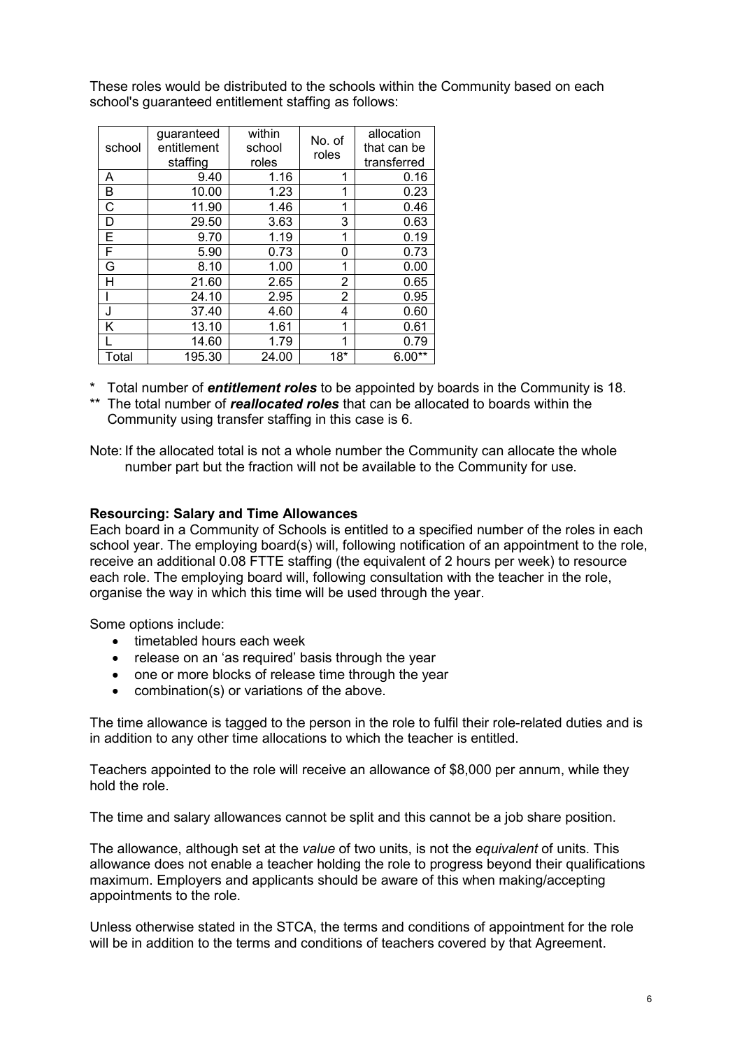These roles would be distributed to the schools within the Community based on each school's guaranteed entitlement staffing as follows:

| school | guaranteed entitlement staffing | within school roles | No. of roles | allocation that can be transferred |
|---|---|---|---|---|
| A | 9.40 | 1.16 | 1 | 0.16 |
| B | 10.00 | 1.23 | 1 | 0.23 |
| C | 11.90 | 1.46 | 1 | 0.46 |
| D | 29.50 | 3.63 | 3 | 0.63 |
| E | 9.70 | 1.19 | 1 | 0.19 |
| F | 5.90 | 0.73 | 0 | 0.73 |
| G | 8.10 | 1.00 | 1 | 0.00 |
| H | 21.60 | 2.65 | 2 | 0.65 |
| I | 24.10 | 2.95 | 2 | 0.95 |
| J | 37.40 | 4.60 | 4 | 0.60 |
| K | 13.10 | 1.61 | 1 | 0.61 |
| L | 14.60 | 1.79 | 1 | 0.79 |
| Total | 195.30 | 24.00 | 18* | 6.00** |

\* Total number of ***entitlement roles*** to be appointed by boards in the Community is 18.

\*\* The total number of ***reallocated roles*** that can be allocated to boards within the Community using transfer staffing in this case is 6.

Note: If the allocated total is not a whole number the Community can allocate the whole number part but the fraction will not be available to the Community for use.

**Resourcing: Salary and Time Allowances**

Each board in a Community of Schools is entitled to a specified number of the roles in each school year. The employing board(s) will, following notification of an appointment to the role, receive an additional 0.08 FTTE staffing (the equivalent of 2 hours per week) to resource each role. The employing board will, following consultation with the teacher in the role, organise the way in which this time will be used through the year.

Some options include:

- timetabled hours each week
- release on an 'as required' basis through the year
- one or more blocks of release time through the year
- combination(s) or variations of the above.

The time allowance is tagged to the person in the role to fulfil their role-related duties and is in addition to any other time allocations to which the teacher is entitled.

Teachers appointed to the role will receive an allowance of $8,000 per annum, while they hold the role.

The time and salary allowances cannot be split and this cannot be a job share position.

The allowance, although set at the *value* of two units, is not the *equivalent* of units. This allowance does not enable a teacher holding the role to progress beyond their qualifications maximum. Employers and applicants should be aware of this when making/accepting appointments to the role.

Unless otherwise stated in the STCA, the terms and conditions of appointment for the role will be in addition to the terms and conditions of teachers covered by that Agreement.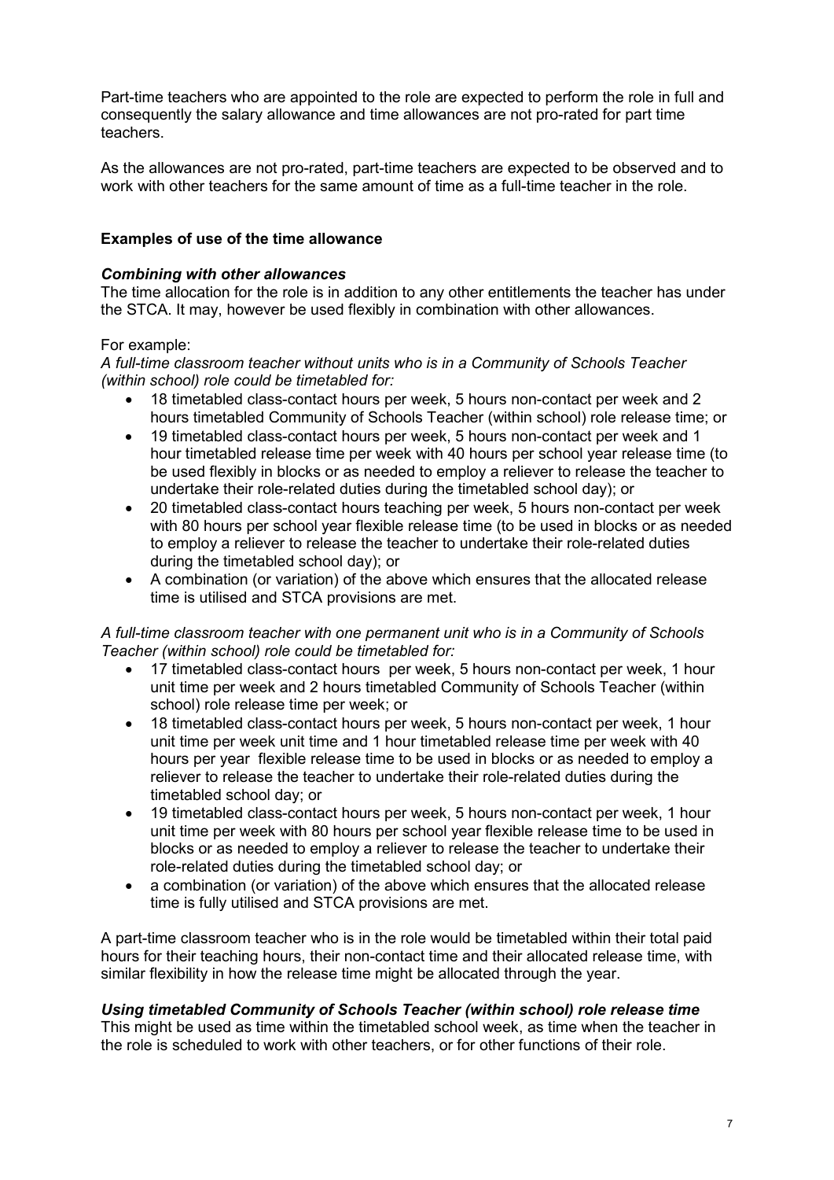Part-time teachers who are appointed to the role are expected to perform the role in full and consequently the salary allowance and time allowances are not pro-rated for part time teachers.

As the allowances are not pro-rated, part-time teachers are expected to be observed and to work with other teachers for the same amount of time as a full-time teacher in the role.

**Examples of use of the time allowance**

***Combining with other allowances***

The time allocation for the role is in addition to any other entitlements the teacher has under the STCA. It may, however be used flexibly in combination with other allowances.

For example:

*A full-time classroom teacher without units who is in a Community of Schools Teacher (within school) role could be timetabled for:*

- 18 timetabled class-contact hours per week, 5 hours non-contact per week and 2 hours timetabled Community of Schools Teacher (within school) role release time; or
- 19 timetabled class-contact hours per week, 5 hours non-contact per week and 1 hour timetabled release time per week with 40 hours per school year release time (to be used flexibly in blocks or as needed to employ a reliever to release the teacher to undertake their role-related duties during the timetabled school day); or
- 20 timetabled class-contact hours teaching per week, 5 hours non-contact per week with 80 hours per school year flexible release time (to be used in blocks or as needed to employ a reliever to release the teacher to undertake their role-related duties during the timetabled school day); or
- A combination (or variation) of the above which ensures that the allocated release time is utilised and STCA provisions are met.

*A full-time classroom teacher with one permanent unit who is in a Community of Schools Teacher (within school) role could be timetabled for:*

- 17 timetabled class-contact hours per week, 5 hours non-contact per week, 1 hour unit time per week and 2 hours timetabled Community of Schools Teacher (within school) role release time per week; or
- 18 timetabled class-contact hours per week, 5 hours non-contact per week, 1 hour unit time per week unit time and 1 hour timetabled release time per week with 40 hours per year flexible release time to be used in blocks or as needed to employ a reliever to release the teacher to undertake their role-related duties during the timetabled school day; or
- 19 timetabled class-contact hours per week, 5 hours non-contact per week, 1 hour unit time per week with 80 hours per school year flexible release time to be used in blocks or as needed to employ a reliever to release the teacher to undertake their role-related duties during the timetabled school day; or
- a combination (or variation) of the above which ensures that the allocated release time is fully utilised and STCA provisions are met.

A part-time classroom teacher who is in the role would be timetabled within their total paid hours for their teaching hours, their non-contact time and their allocated release time, with similar flexibility in how the release time might be allocated through the year.

***Using timetabled Community of Schools Teacher (within school) role release time***

This might be used as time within the timetabled school week, as time when the teacher in the role is scheduled to work with other teachers, or for other functions of their role.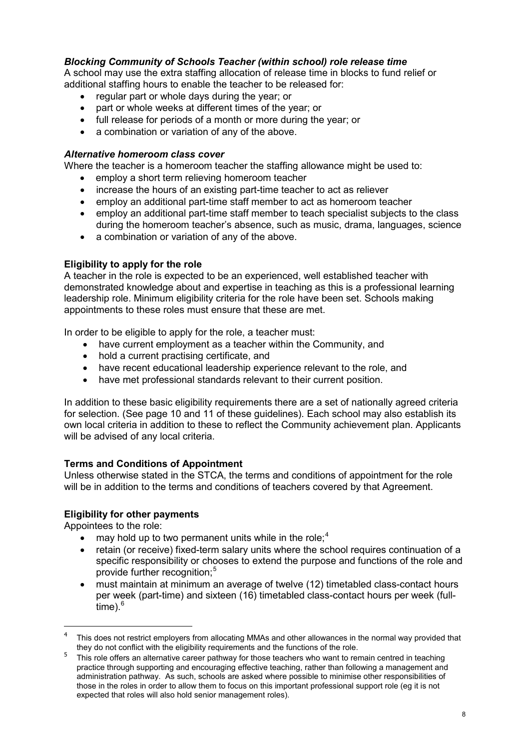***Blocking Community of Schools Teacher (within school) role release time***

A school may use the extra staffing allocation of release time in blocks to fund relief or additional staffing hours to enable the teacher to be released for:

- regular part or whole days during the year; or
- part or whole weeks at different times of the year; or
- full release for periods of a month or more during the year; or
- a combination or variation of any of the above.

***Alternative homeroom class cover***

Where the teacher is a homeroom teacher the staffing allowance might be used to:

- employ a short term relieving homeroom teacher
- increase the hours of an existing part-time teacher to act as reliever
- employ an additional part-time staff member to act as homeroom teacher
- employ an additional part-time staff member to teach specialist subjects to the class during the homeroom teacher's absence, such as music, drama, languages, science
- a combination or variation of any of the above.

**Eligibility to apply for the role**

A teacher in the role is expected to be an experienced, well established teacher with demonstrated knowledge about and expertise in teaching as this is a professional learning leadership role. Minimum eligibility criteria for the role have been set. Schools making appointments to these roles must ensure that these are met.

In order to be eligible to apply for the role, a teacher must:

- have current employment as a teacher within the Community, and
- hold a current practising certificate, and
- have recent educational leadership experience relevant to the role, and
- have met professional standards relevant to their current position.

In addition to these basic eligibility requirements there are a set of nationally agreed criteria for selection. (See page 10 and 11 of these guidelines). Each school may also establish its own local criteria in addition to these to reflect the Community achievement plan. Applicants will be advised of any local criteria.

**Terms and Conditions of Appointment**

Unless otherwise stated in the STCA, the terms and conditions of appointment for the role will be in addition to the terms and conditions of teachers covered by that Agreement.

**Eligibility for other payments**

Appointees to the role:

- may hold up to two permanent units while in the role;[4]
- retain (or receive) fixed-term salary units where the school requires continuation of a specific responsibility or chooses to extend the purpose and functions of the role and provide further recognition;[5]
- must maintain at minimum an average of twelve (12) timetabled class-contact hours per week (part-time) and sixteen (16) timetabled class-contact hours per week (full-time).[6]

---

[4] This does not restrict employers from allocating MMAs and other allowances in the normal way provided that they do not conflict with the eligibility requirements and the functions of the role.

[5] This role offers an alternative career pathway for those teachers who want to remain centred in teaching practice through supporting and encouraging effective teaching, rather than following a management and administration pathway. As such, schools are asked where possible to minimise other responsibilities of those in the roles in order to allow them to focus on this important professional support role (eg it is not expected that roles will also hold senior management roles).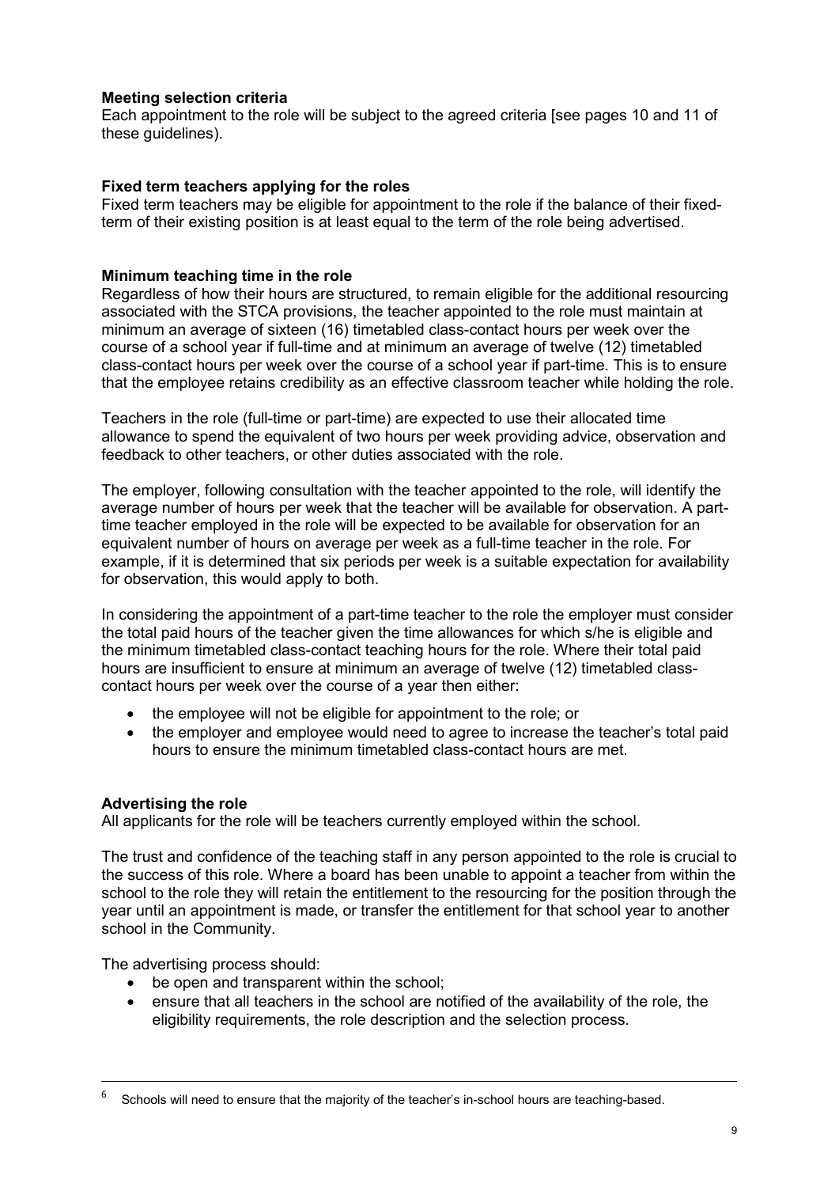**Meeting selection criteria**

Each appointment to the role will be subject to the agreed criteria [see pages 10 and 11 of these guidelines).

**Fixed term teachers applying for the roles**

Fixed term teachers may be eligible for appointment to the role if the balance of their fixed-term of their existing position is at least equal to the term of the role being advertised.

**Minimum teaching time in the role**

Regardless of how their hours are structured, to remain eligible for the additional resourcing associated with the STCA provisions, the teacher appointed to the role must maintain at minimum an average of sixteen (16) timetabled class-contact hours per week over the course of a school year if full-time and at minimum an average of twelve (12) timetabled class-contact hours per week over the course of a school year if part-time. This is to ensure that the employee retains credibility as an effective classroom teacher while holding the role.

Teachers in the role (full-time or part-time) are expected to use their allocated time allowance to spend the equivalent of two hours per week providing advice, observation and feedback to other teachers, or other duties associated with the role.

The employer, following consultation with the teacher appointed to the role, will identify the average number of hours per week that the teacher will be available for observation. A part-time teacher employed in the role will be expected to be available for observation for an equivalent number of hours on average per week as a full-time teacher in the role. For example, if it is determined that six periods per week is a suitable expectation for availability for observation, this would apply to both.

In considering the appointment of a part-time teacher to the role the employer must consider the total paid hours of the teacher given the time allowances for which s/he is eligible and the minimum timetabled class-contact teaching hours for the role. Where their total paid hours are insufficient to ensure at minimum an average of twelve (12) timetabled class-contact hours per week over the course of a year then either:

- the employee will not be eligible for appointment to the role; or
- the employer and employee would need to agree to increase the teacher's total paid hours to ensure the minimum timetabled class-contact hours are met.

**Advertising the role**

All applicants for the role will be teachers currently employed within the school.

The trust and confidence of the teaching staff in any person appointed to the role is crucial to the success of this role. Where a board has been unable to appoint a teacher from within the school to the role they will retain the entitlement to the resourcing for the position through the year until an appointment is made, or transfer the entitlement for that school year to another school in the Community.

The advertising process should:

- be open and transparent within the school;
- ensure that all teachers in the school are notified of the availability of the role, the eligibility requirements, the role description and the selection process.

---

[6] Schools will need to ensure that the majority of the teacher's in-school hours are teaching-based.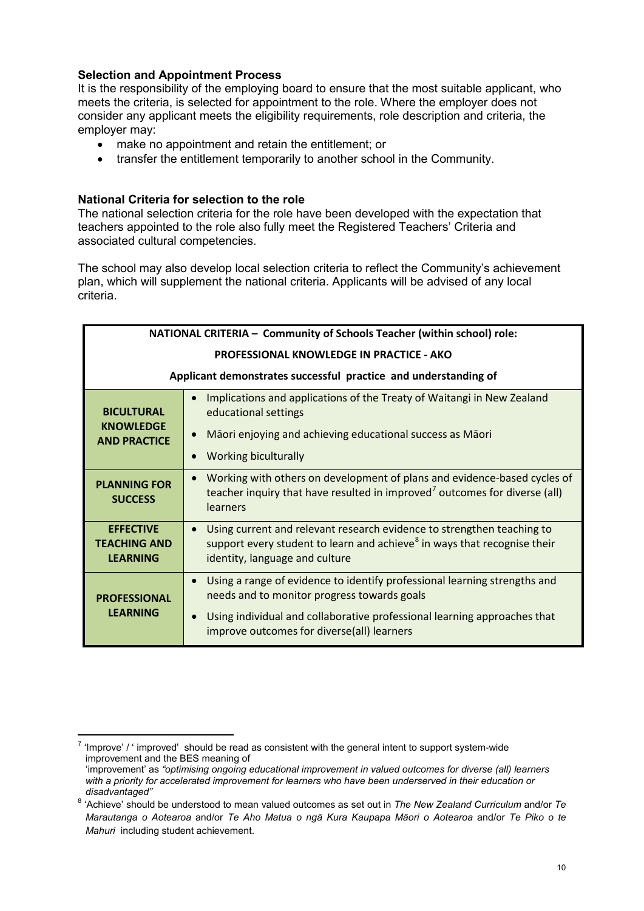### Selection and Appointment Process

It is the responsibility of the employing board to ensure that the most suitable applicant, who meets the criteria, is selected for appointment to the role. Where the employer does not consider any applicant meets the eligibility requirements, role description and criteria, the employer may:

- make no appointment and retain the entitlement; or
- transfer the entitlement temporarily to another school in the Community.

### National Criteria for selection to the role

The national selection criteria for the role have been developed with the expectation that teachers appointed to the role also fully meet the Registered Teachers' Criteria and associated cultural competencies.

The school may also develop local selection criteria to reflect the Community's achievement plan, which will supplement the national criteria. Applicants will be advised of any local criteria.

| NATIONAL CRITERIA – Community of Schools Teacher (within school) role: PROFESSIONAL KNOWLEDGE IN PRACTICE - AKO<br>Applicant demonstrates successful practice and understanding of | |
|---|---|
| **BICULTURAL KNOWLEDGE AND PRACTICE** | • Implications and applications of the Treaty of Waitangi in New Zealand educational settings<br>• Māori enjoying and achieving educational success as Māori<br>• Working biculturally |
| **PLANNING FOR SUCCESS** | • Working with others on development of plans and evidence-based cycles of teacher inquiry that have resulted in improved[7] outcomes for diverse (all) learners |
| **EFFECTIVE TEACHING AND LEARNING** | • Using current and relevant research evidence to strengthen teaching to support every student to learn and achieve[8] in ways that recognise their identity, language and culture |
| **PROFESSIONAL LEARNING** | • Using a range of evidence to identify professional learning strengths and needs and to monitor progress towards goals<br>• Using individual and collaborative professional learning approaches that improve outcomes for diverse(all) learners |

---

[7] 'Improve' / ' improved' should be read as consistent with the general intent to support system-wide improvement and the BES meaning of 'improvement' as *"optimising ongoing educational improvement in valued outcomes for diverse (all) learners with a priority for accelerated improvement for learners who have been underserved in their education or disadvantaged"*

[8] 'Achieve' should be understood to mean valued outcomes as set out in *The New Zealand Curriculum* and/or *Te Marautanga o Aotearoa* and/or *Te Aho Matua o ngā Kura Kaupapa Māori o Aotearoa* and/or *Te Piko o te Mahuri* including student achievement.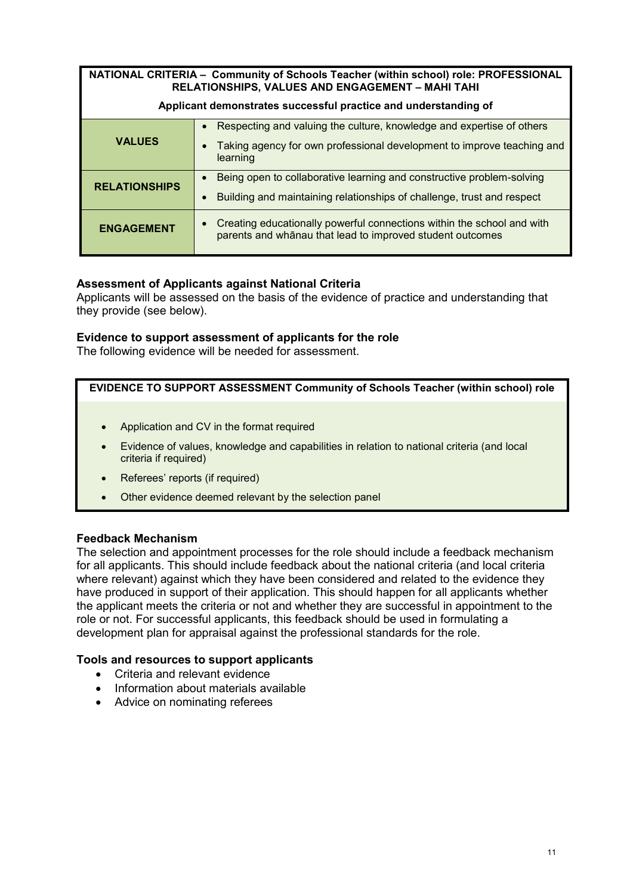| NATIONAL CRITERIA – Community of Schools Teacher (within school) role: PROFESSIONAL RELATIONSHIPS, VALUES AND ENGAGEMENT – MAHI TAHI | |
|---|---|
| **Applicant demonstrates successful practice and understanding of** | |
| **VALUES** | • Respecting and valuing the culture, knowledge and expertise of others<br>• Taking agency for own professional development to improve teaching and learning |
| **RELATIONSHIPS** | • Being open to collaborative learning and constructive problem-solving<br>• Building and maintaining relationships of challenge, trust and respect |
| **ENGAGEMENT** | • Creating educationally powerful connections within the school and with parents and whānau that lead to improved student outcomes |

### Assessment of Applicants against National Criteria

Applicants will be assessed on the basis of the evidence of practice and understanding that they provide (see below).

### Evidence to support assessment of applicants for the role

The following evidence will be needed for assessment.

| EVIDENCE TO SUPPORT ASSESSMENT Community of Schools Teacher (within school) role |
|---|
| • Application and CV in the format required<br>• Evidence of values, knowledge and capabilities in relation to national criteria (and local criteria if required)<br>• Referees' reports (if required)<br>• Other evidence deemed relevant by the selection panel |

### Feedback Mechanism

The selection and appointment processes for the role should include a feedback mechanism for all applicants. This should include feedback about the national criteria (and local criteria where relevant) against which they have been considered and related to the evidence they have produced in support of their application. This should happen for all applicants whether the applicant meets the criteria or not and whether they are successful in appointment to the role or not. For successful applicants, this feedback should be used in formulating a development plan for appraisal against the professional standards for the role.

### Tools and resources to support applicants

- Criteria and relevant evidence
- Information about materials available
- Advice on nominating referees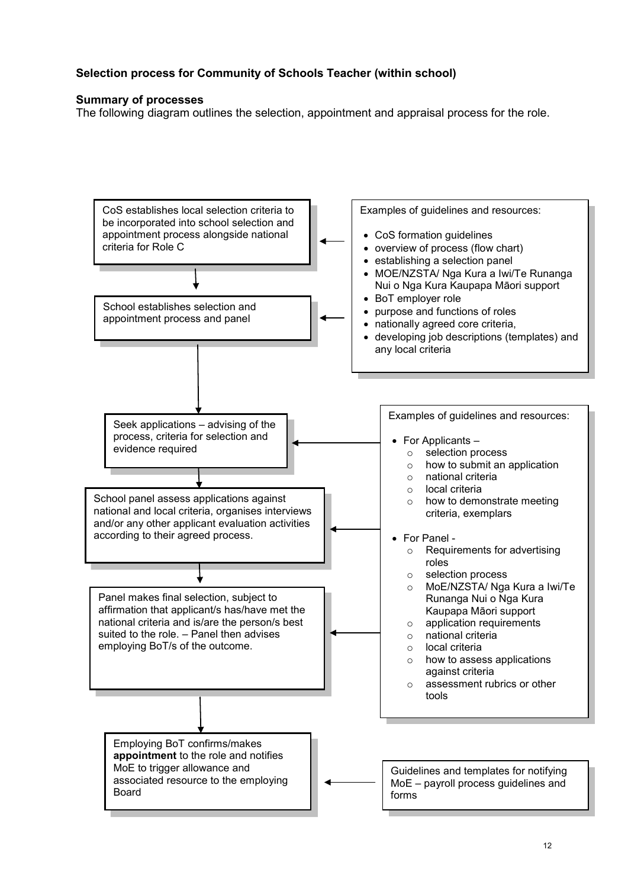**Selection process for Community of Schools Teacher (within school)**

**Summary of processes**
The following diagram outlines the selection, appointment and appraisal process for the role.

CoS establishes local selection criteria to be incorporated into school selection and appointment process alongside national criteria for Role C

↓

School establishes selection and appointment process and panel

Examples of guidelines and resources:

- CoS formation guidelines
- overview of process (flow chart)
- establishing a selection panel
- MOE/NZSTA/ Nga Kura a Iwi/Te Runanga Nui o Nga Kura Kaupapa Māori support
- BoT employer role
- purpose and functions of roles
- nationally agreed core criteria,
- developing job descriptions (templates) and any local criteria

↓

Seek applications – advising of the process, criteria for selection and evidence required

↓

School panel assess applications against national and local criteria, organises interviews and/or any other applicant evaluation activities according to their agreed process.

↓

Panel makes final selection, subject to affirmation that applicant/s has/have met the national criteria and is/are the person/s best suited to the role. – Panel then advises employing BoT/s of the outcome.

Examples of guidelines and resources:

- For Applicants –
  - selection process
  - how to submit an application
  - national criteria
  - local criteria
  - how to demonstrate meeting criteria, exemplars
- For Panel -
  - Requirements for advertising roles
  - selection process
  - MoE/NZSTA/ Nga Kura a Iwi/Te Runanga Nui o Nga Kura Kaupapa Māori support
  - application requirements
  - national criteria
  - local criteria
  - how to assess applications against criteria
  - assessment rubrics or other tools

↓

Employing BoT confirms/makes **appointment** to the role and notifies MoE to trigger allowance and associated resource to the employing Board

Guidelines and templates for notifying MoE – payroll process guidelines and forms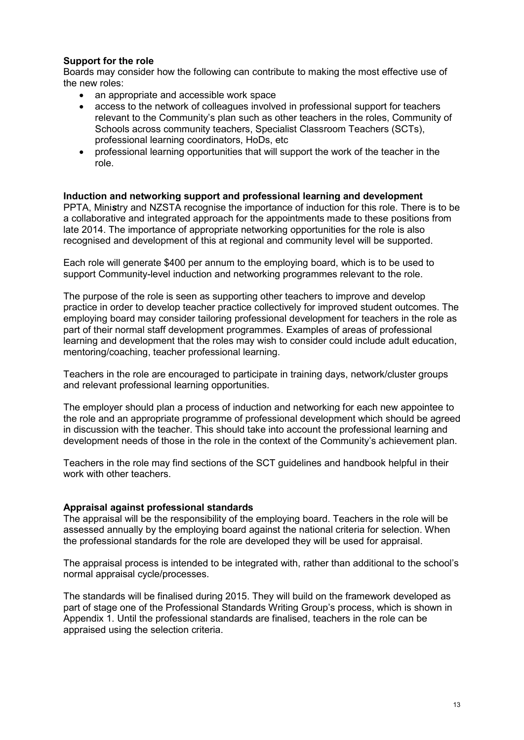**Support for the role**

Boards may consider how the following can contribute to making the most effective use of the new roles:

- an appropriate and accessible work space
- access to the network of colleagues involved in professional support for teachers relevant to the Community's plan such as other teachers in the roles, Community of Schools across community teachers, Specialist Classroom Teachers (SCTs), professional learning coordinators, HoDs, etc
- professional learning opportunities that will support the work of the teacher in the role.

**Induction and networking support and professional learning and development**

PPTA, Ministry and NZSTA recognise the importance of induction for this role. There is to be a collaborative and integrated approach for the appointments made to these positions from late 2014. The importance of appropriate networking opportunities for the role is also recognised and development of this at regional and community level will be supported.

Each role will generate \$400 per annum to the employing board, which is to be used to support Community-level induction and networking programmes relevant to the role.

The purpose of the role is seen as supporting other teachers to improve and develop practice in order to develop teacher practice collectively for improved student outcomes. The employing board may consider tailoring professional development for teachers in the role as part of their normal staff development programmes. Examples of areas of professional learning and development that the roles may wish to consider could include adult education, mentoring/coaching, teacher professional learning.

Teachers in the role are encouraged to participate in training days, network/cluster groups and relevant professional learning opportunities.

The employer should plan a process of induction and networking for each new appointee to the role and an appropriate programme of professional development which should be agreed in discussion with the teacher. This should take into account the professional learning and development needs of those in the role in the context of the Community's achievement plan.

Teachers in the role may find sections of the SCT guidelines and handbook helpful in their work with other teachers.

**Appraisal against professional standards**

The appraisal will be the responsibility of the employing board. Teachers in the role will be assessed annually by the employing board against the national criteria for selection. When the professional standards for the role are developed they will be used for appraisal.

The appraisal process is intended to be integrated with, rather than additional to the school's normal appraisal cycle/processes.

The standards will be finalised during 2015. They will build on the framework developed as part of stage one of the Professional Standards Writing Group's process, which is shown in Appendix 1. Until the professional standards are finalised, teachers in the role can be appraised using the selection criteria.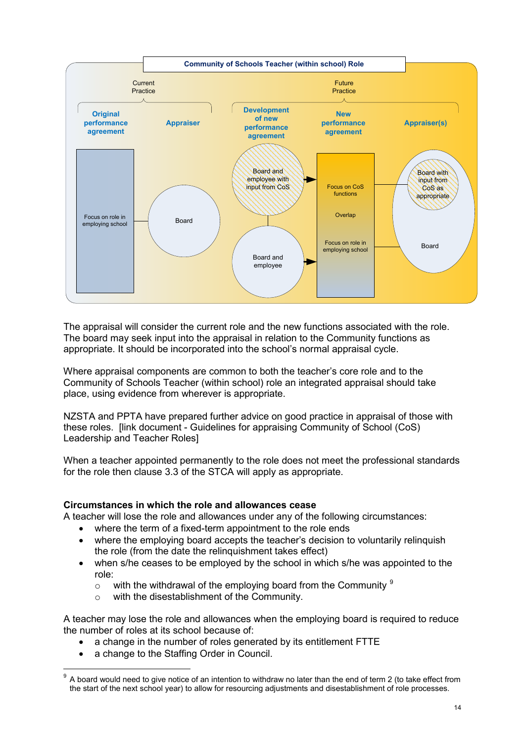**Community of Schools Teacher (within school) Role**

Current Practice

- **Original performance agreement**: Focus on role in employing school
- **Appraiser**: Board

Future Practice

- **Development of new performance agreement**: Board and employee with input from CoS; Board and employee
- **New performance agreement**: Focus on CoS functions; Overlap; Focus on role in employing school
- **Appraiser(s)**: Board with input from CoS as appropriate; Board

The appraisal will consider the current role and the new functions associated with the role. The board may seek input into the appraisal in relation to the Community functions as appropriate. It should be incorporated into the school's normal appraisal cycle.

Where appraisal components are common to both the teacher's core role and to the Community of Schools Teacher (within school) role an integrated appraisal should take place, using evidence from wherever is appropriate.

NZSTA and PPTA have prepared further advice on good practice in appraisal of those with these roles. [link document - Guidelines for appraising Community of School (CoS) Leadership and Teacher Roles]

When a teacher appointed permanently to the role does not meet the professional standards for the role then clause 3.3 of the STCA will apply as appropriate.

**Circumstances in which the role and allowances cease**

A teacher will lose the role and allowances under any of the following circumstances:

- where the term of a fixed-term appointment to the role ends
- where the employing board accepts the teacher's decision to voluntarily relinquish the role (from the date the relinquishment takes effect)
- when s/he ceases to be employed by the school in which s/he was appointed to the role:
  - with the withdrawal of the employing board from the Community [9]
  - with the disestablishment of the Community.

A teacher may lose the role and allowances when the employing board is required to reduce the number of roles at its school because of:

- a change in the number of roles generated by its entitlement FTTE
- a change to the Staffing Order in Council.

[9] A board would need to give notice of an intention to withdraw no later than the end of term 2 (to take effect from the start of the next school year) to allow for resourcing adjustments and disestablishment of role processes.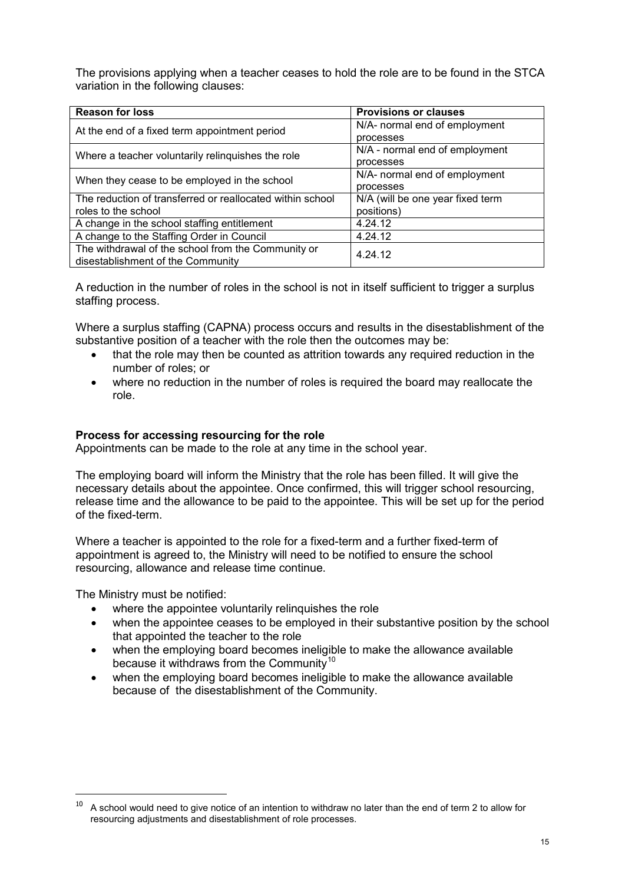The provisions applying when a teacher ceases to hold the role are to be found in the STCA variation in the following clauses:

| Reason for loss | Provisions or clauses |
|---|---|
| At the end of a fixed term appointment period | N/A- normal end of employment processes |
| Where a teacher voluntarily relinquishes the role | N/A - normal end of employment processes |
| When they cease to be employed in the school | N/A- normal end of employment processes |
| The reduction of transferred or reallocated within school roles to the school | N/A (will be one year fixed term positions) |
| A change in the school staffing entitlement | 4.24.12 |
| A change to the Staffing Order in Council | 4.24.12 |
| The withdrawal of the school from the Community or disestablishment of the Community | 4.24.12 |

A reduction in the number of roles in the school is not in itself sufficient to trigger a surplus staffing process.

Where a surplus staffing (CAPNA) process occurs and results in the disestablishment of the substantive position of a teacher with the role then the outcomes may be:

- that the role may then be counted as attrition towards any required reduction in the number of roles; or
- where no reduction in the number of roles is required the board may reallocate the role.

**Process for accessing resourcing for the role**

Appointments can be made to the role at any time in the school year.

The employing board will inform the Ministry that the role has been filled. It will give the necessary details about the appointee. Once confirmed, this will trigger school resourcing, release time and the allowance to be paid to the appointee. This will be set up for the period of the fixed-term.

Where a teacher is appointed to the role for a fixed-term and a further fixed-term of appointment is agreed to, the Ministry will need to be notified to ensure the school resourcing, allowance and release time continue.

The Ministry must be notified:

- where the appointee voluntarily relinquishes the role
- when the appointee ceases to be employed in their substantive position by the school that appointed the teacher to the role
- when the employing board becomes ineligible to make the allowance available because it withdraws from the Community[10]
- when the employing board becomes ineligible to make the allowance available because of the disestablishment of the Community.

[10] A school would need to give notice of an intention to withdraw no later than the end of term 2 to allow for resourcing adjustments and disestablishment of role processes.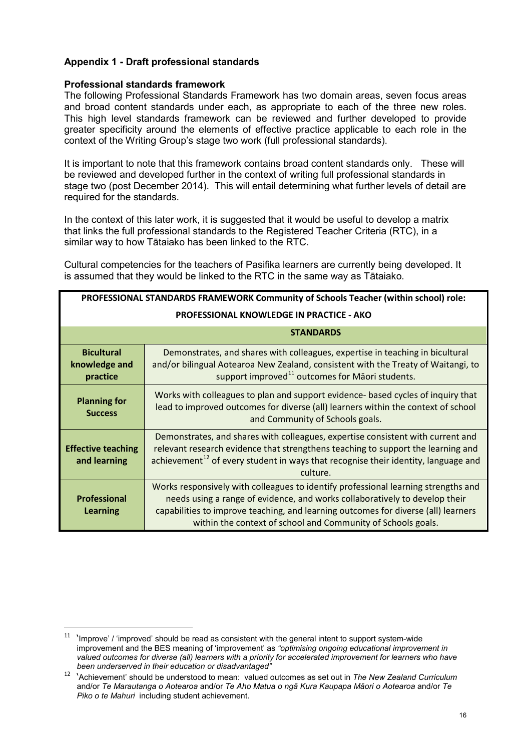## Appendix 1 - Draft professional standards

### Professional standards framework

The following Professional Standards Framework has two domain areas, seven focus areas and broad content standards under each, as appropriate to each of the three new roles. This high level standards framework can be reviewed and further developed to provide greater specificity around the elements of effective practice applicable to each role in the context of the Writing Group's stage two work (full professional standards).

It is important to note that this framework contains broad content standards only. These will be reviewed and developed further in the context of writing full professional standards in stage two (post December 2014). This will entail determining what further levels of detail are required for the standards.

In the context of this later work, it is suggested that it would be useful to develop a matrix that links the full professional standards to the Registered Teacher Criteria (RTC), in a similar way to how Tātaiako has been linked to the RTC.

Cultural competencies for the teachers of Pasifika learners are currently being developed. It is assumed that they would be linked to the RTC in the same way as Tātaiako.

| **PROFESSIONAL STANDARDS FRAMEWORK Community of Schools Teacher (within school) role: PROFESSIONAL KNOWLEDGE IN PRACTICE - AKO** | |
|---|---|
| | **STANDARDS** |
| **Bicultural knowledge and practice** | Demonstrates, and shares with colleagues, expertise in teaching in bicultural and/or bilingual Aotearoa New Zealand, consistent with the Treaty of Waitangi, to support improved[11] outcomes for Māori students. |
| **Planning for Success** | Works with colleagues to plan and support evidence- based cycles of inquiry that lead to improved outcomes for diverse (all) learners within the context of school and Community of Schools goals. |
| **Effective teaching and learning** | Demonstrates, and shares with colleagues, expertise consistent with current and relevant research evidence that strengthens teaching to support the learning and achievement[12] of every student in ways that recognise their identity, language and culture. |
| **Professional Learning** | Works responsively with colleagues to identify professional learning strengths and needs using a range of evidence, and works collaboratively to develop their capabilities to improve teaching, and learning outcomes for diverse (all) learners within the context of school and Community of Schools goals. |

---

[11] 'Improve' / 'improved' should be read as consistent with the general intent to support system-wide improvement and the BES meaning of 'improvement' as *"optimising ongoing educational improvement in valued outcomes for diverse (all) learners with a priority for accelerated improvement for learners who have been underserved in their education or disadvantaged"*

[12] 'Achievement' should be understood to mean: valued outcomes as set out in *The New Zealand Curriculum* and/or *Te Marautanga o Aotearoa* and/or *Te Aho Matua o ngā Kura Kaupapa Māori o Aotearoa* and/or *Te Piko o te Mahuri* including student achievement.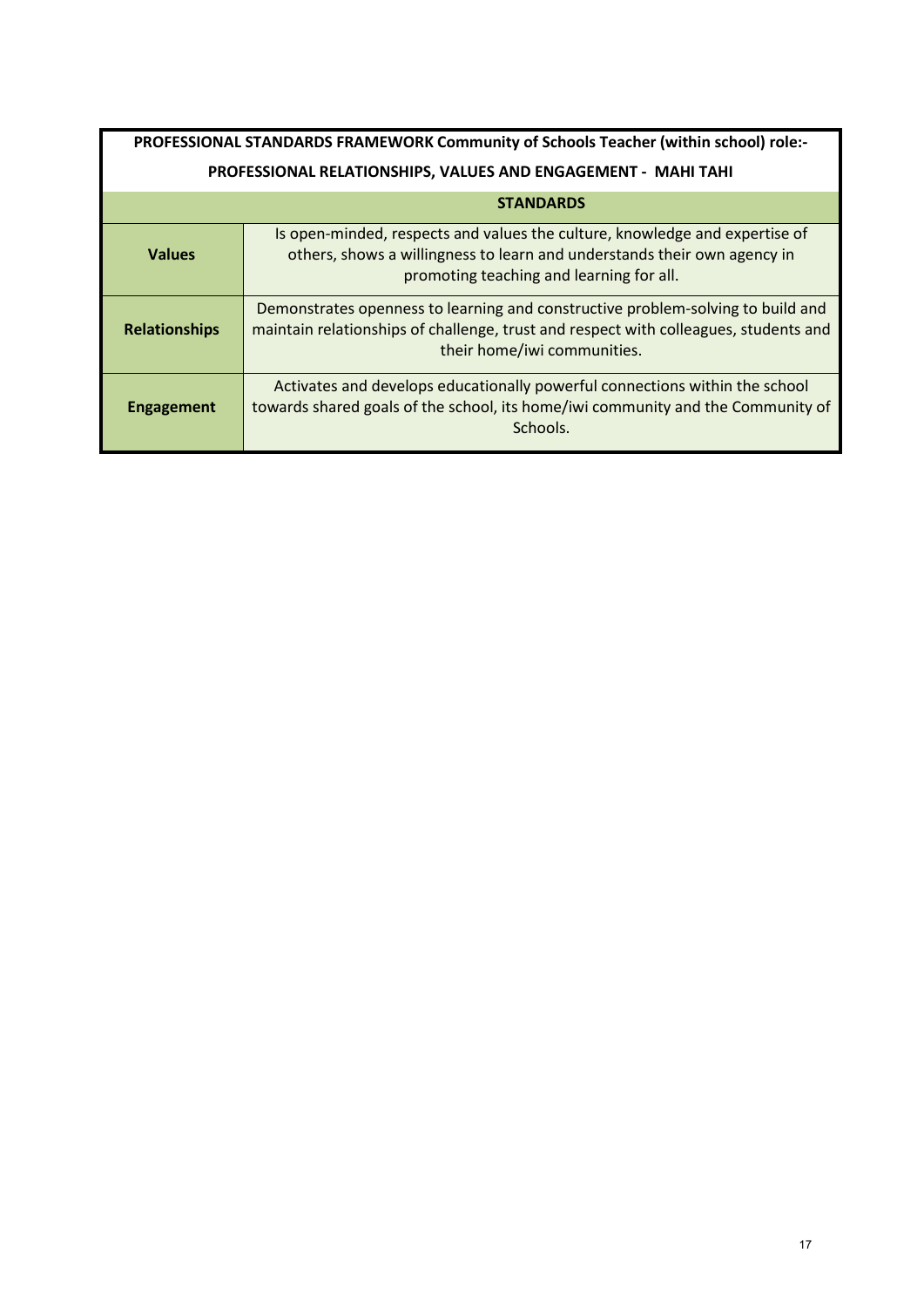| PROFESSIONAL STANDARDS FRAMEWORK Community of Schools Teacher (within school) role:- PROFESSIONAL RELATIONSHIPS, VALUES AND ENGAGEMENT - MAHI TAHI | |
|---|---|
| | **STANDARDS** |
| **Values** | Is open-minded, respects and values the culture, knowledge and expertise of others, shows a willingness to learn and understands their own agency in promoting teaching and learning for all. |
| **Relationships** | Demonstrates openness to learning and constructive problem-solving to build and maintain relationships of challenge, trust and respect with colleagues, students and their home/iwi communities. |
| **Engagement** | Activates and develops educationally powerful connections within the school towards shared goals of the school, its home/iwi community and the Community of Schools. |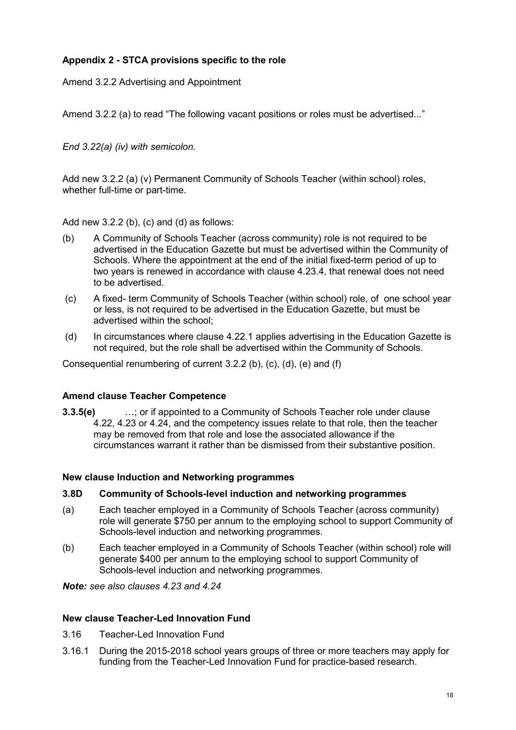**Appendix 2 - STCA provisions specific to the role**

Amend 3.2.2 Advertising and Appointment

Amend 3.2.2 (a) to read "The following vacant positions or roles must be advertised..."

*End 3.22(a) (iv) with semicolon.*

Add new 3.2.2 (a) (v) Permanent Community of Schools Teacher (within school) roles, whether full-time or part-time.

Add new 3.2.2 (b), (c) and (d) as follows:

(b) A Community of Schools Teacher (across community) role is not required to be advertised in the Education Gazette but must be advertised within the Community of Schools. Where the appointment at the end of the initial fixed-term period of up to two years is renewed in accordance with clause 4.23.4, that renewal does not need to be advertised.

(c) A fixed- term Community of Schools Teacher (within school) role, of one school year or less, is not required to be advertised in the Education Gazette, but must be advertised within the school;

(d) In circumstances where clause 4.22.1 applies advertising in the Education Gazette is not required, but the role shall be advertised within the Community of Schools.

Consequential renumbering of current 3.2.2 (b), (c), (d), (e) and (f)

**Amend clause Teacher Competence**

**3.3.5(e)** …; or if appointed to a Community of Schools Teacher role under clause 4.22, 4.23 or 4.24, and the competency issues relate to that role, then the teacher may be removed from that role and lose the associated allowance if the circumstances warrant it rather than be dismissed from their substantive position.

**New clause Induction and Networking programmes**

**3.8D Community of Schools-level induction and networking programmes**

(a) Each teacher employed in a Community of Schools Teacher (across community) role will generate $750 per annum to the employing school to support Community of Schools-level induction and networking programmes.

(b) Each teacher employed in a Community of Schools Teacher (within school) role will generate $400 per annum to the employing school to support Community of Schools-level induction and networking programmes.

***Note:*** *see also clauses 4.23 and 4.24*

**New clause Teacher-Led Innovation Fund**

3.16 Teacher-Led Innovation Fund

3.16.1 During the 2015-2018 school years groups of three or more teachers may apply for funding from the Teacher-Led Innovation Fund for practice-based research.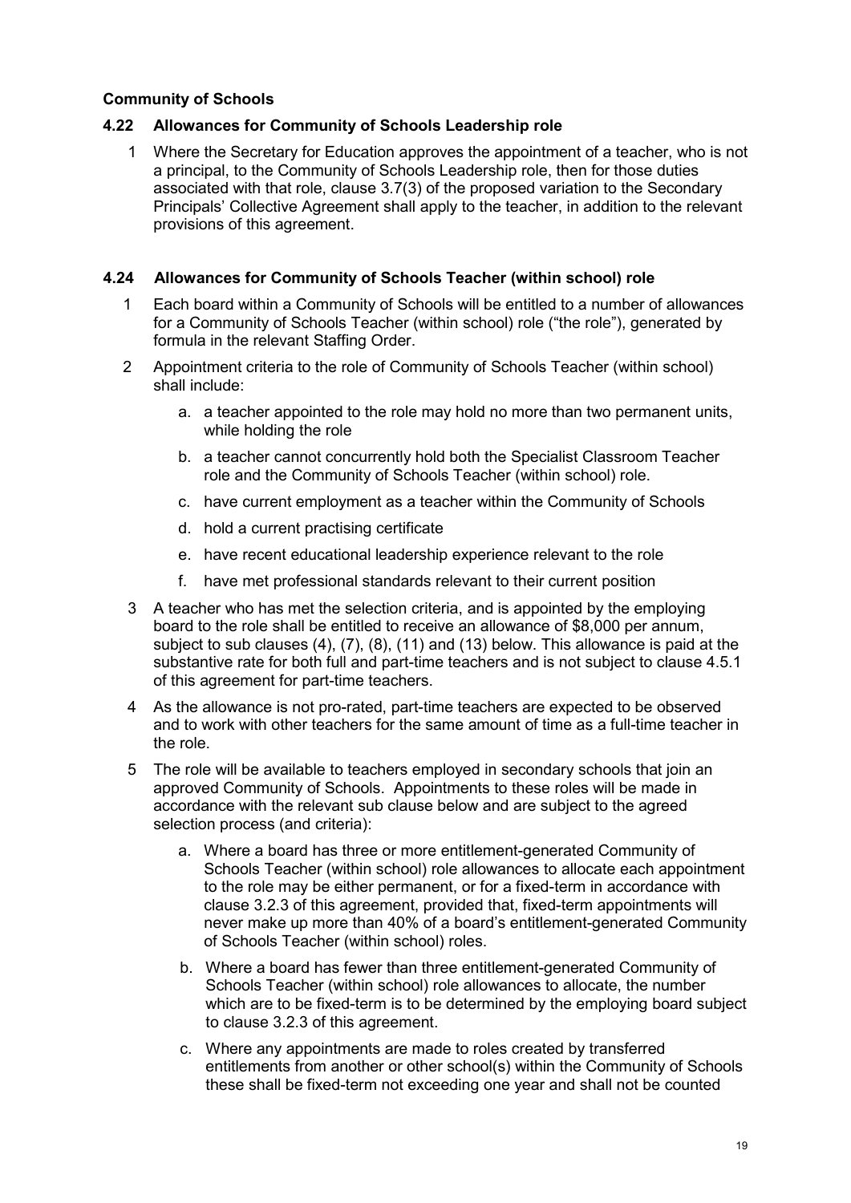**Community of Schools**

### 4.22 Allowances for Community of Schools Leadership role

1. Where the Secretary for Education approves the appointment of a teacher, who is not a principal, to the Community of Schools Leadership role, then for those duties associated with that role, clause 3.7(3) of the proposed variation to the Secondary Principals' Collective Agreement shall apply to the teacher, in addition to the relevant provisions of this agreement.

### 4.24 Allowances for Community of Schools Teacher (within school) role

1. Each board within a Community of Schools will be entitled to a number of allowances for a Community of Schools Teacher (within school) role ("the role"), generated by formula in the relevant Staffing Order.
2. Appointment criteria to the role of Community of Schools Teacher (within school) shall include:
   a. a teacher appointed to the role may hold no more than two permanent units, while holding the role
   b. a teacher cannot concurrently hold both the Specialist Classroom Teacher role and the Community of Schools Teacher (within school) role.
   c. have current employment as a teacher within the Community of Schools
   d. hold a current practising certificate
   e. have recent educational leadership experience relevant to the role
   f. have met professional standards relevant to their current position
3. A teacher who has met the selection criteria, and is appointed by the employing board to the role shall be entitled to receive an allowance of $8,000 per annum, subject to sub clauses (4), (7), (8), (11) and (13) below. This allowance is paid at the substantive rate for both full and part-time teachers and is not subject to clause 4.5.1 of this agreement for part-time teachers.
4. As the allowance is not pro-rated, part-time teachers are expected to be observed and to work with other teachers for the same amount of time as a full-time teacher in the role.
5. The role will be available to teachers employed in secondary schools that join an approved Community of Schools. Appointments to these roles will be made in accordance with the relevant sub clause below and are subject to the agreed selection process (and criteria):
   a. Where a board has three or more entitlement-generated Community of Schools Teacher (within school) role allowances to allocate each appointment to the role may be either permanent, or for a fixed-term in accordance with clause 3.2.3 of this agreement, provided that, fixed-term appointments will never make up more than 40% of a board's entitlement-generated Community of Schools Teacher (within school) roles.
   b. Where a board has fewer than three entitlement-generated Community of Schools Teacher (within school) role allowances to allocate, the number which are to be fixed-term is to be determined by the employing board subject to clause 3.2.3 of this agreement.
   c. Where any appointments are made to roles created by transferred entitlements from another or other school(s) within the Community of Schools these shall be fixed-term not exceeding one year and shall not be counted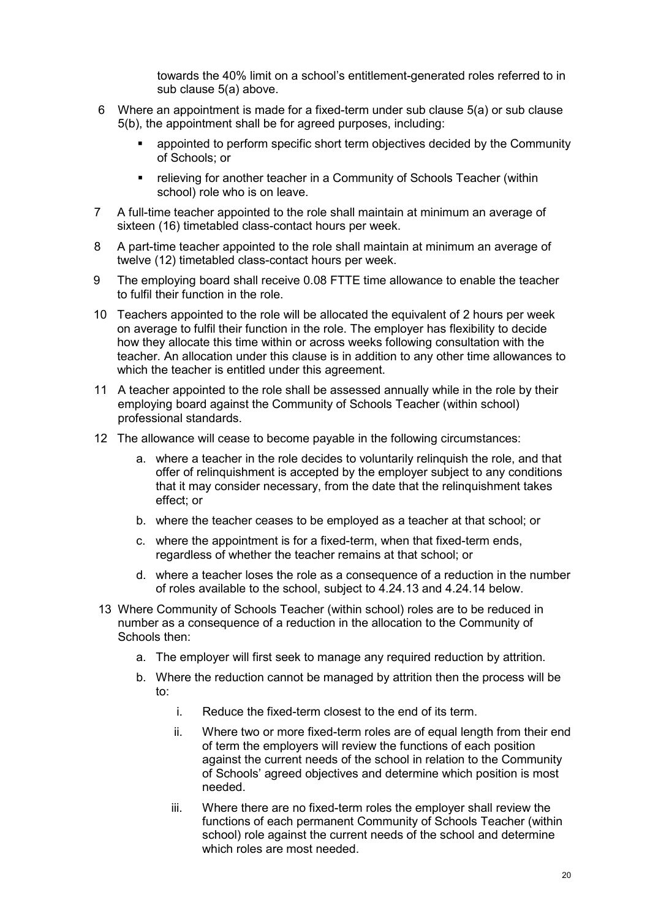towards the 40% limit on a school's entitlement-generated roles referred to in sub clause 5(a) above.

6 Where an appointment is made for a fixed-term under sub clause 5(a) or sub clause 5(b), the appointment shall be for agreed purposes, including:

- appointed to perform specific short term objectives decided by the Community of Schools; or
- relieving for another teacher in a Community of Schools Teacher (within school) role who is on leave.

7 A full-time teacher appointed to the role shall maintain at minimum an average of sixteen (16) timetabled class-contact hours per week.

8 A part-time teacher appointed to the role shall maintain at minimum an average of twelve (12) timetabled class-contact hours per week.

9 The employing board shall receive 0.08 FTTE time allowance to enable the teacher to fulfil their function in the role.

10 Teachers appointed to the role will be allocated the equivalent of 2 hours per week on average to fulfil their function in the role. The employer has flexibility to decide how they allocate this time within or across weeks following consultation with the teacher. An allocation under this clause is in addition to any other time allowances to which the teacher is entitled under this agreement.

11 A teacher appointed to the role shall be assessed annually while in the role by their employing board against the Community of Schools Teacher (within school) professional standards.

12 The allowance will cease to become payable in the following circumstances:

a. where a teacher in the role decides to voluntarily relinquish the role, and that offer of relinquishment is accepted by the employer subject to any conditions that it may consider necessary, from the date that the relinquishment takes effect; or

b. where the teacher ceases to be employed as a teacher at that school; or

c. where the appointment is for a fixed-term, when that fixed-term ends, regardless of whether the teacher remains at that school; or

d. where a teacher loses the role as a consequence of a reduction in the number of roles available to the school, subject to 4.24.13 and 4.24.14 below.

13 Where Community of Schools Teacher (within school) roles are to be reduced in number as a consequence of a reduction in the allocation to the Community of Schools then:

a. The employer will first seek to manage any required reduction by attrition.

b. Where the reduction cannot be managed by attrition then the process will be to:

i. Reduce the fixed-term closest to the end of its term.

ii. Where two or more fixed-term roles are of equal length from their end of term the employers will review the functions of each position against the current needs of the school in relation to the Community of Schools' agreed objectives and determine which position is most needed.

iii. Where there are no fixed-term roles the employer shall review the functions of each permanent Community of Schools Teacher (within school) role against the current needs of the school and determine which roles are most needed.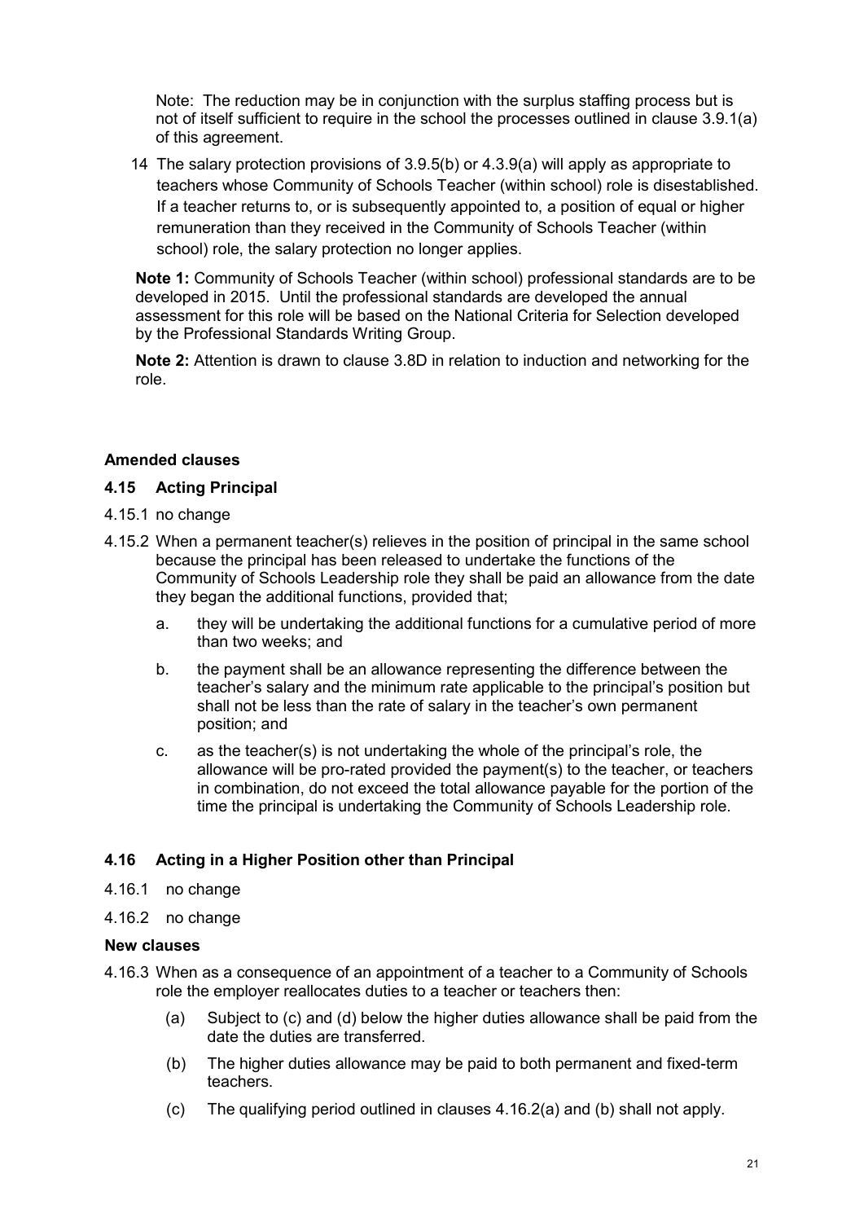Note: The reduction may be in conjunction with the surplus staffing process but is not of itself sufficient to require in the school the processes outlined in clause 3.9.1(a) of this agreement.

14 The salary protection provisions of 3.9.5(b) or 4.3.9(a) will apply as appropriate to teachers whose Community of Schools Teacher (within school) role is disestablished. If a teacher returns to, or is subsequently appointed to, a position of equal or higher remuneration than they received in the Community of Schools Teacher (within school) role, the salary protection no longer applies.

**Note 1:** Community of Schools Teacher (within school) professional standards are to be developed in 2015. Until the professional standards are developed the annual assessment for this role will be based on the National Criteria for Selection developed by the Professional Standards Writing Group.

**Note 2:** Attention is drawn to clause 3.8D in relation to induction and networking for the role.

**Amended clauses**

**4.15 Acting Principal**

4.15.1 no change

4.15.2 When a permanent teacher(s) relieves in the position of principal in the same school because the principal has been released to undertake the functions of the Community of Schools Leadership role they shall be paid an allowance from the date they began the additional functions, provided that;

a. they will be undertaking the additional functions for a cumulative period of more than two weeks; and

b. the payment shall be an allowance representing the difference between the teacher's salary and the minimum rate applicable to the principal's position but shall not be less than the rate of salary in the teacher's own permanent position; and

c. as the teacher(s) is not undertaking the whole of the principal's role, the allowance will be pro-rated provided the payment(s) to the teacher, or teachers in combination, do not exceed the total allowance payable for the portion of the time the principal is undertaking the Community of Schools Leadership role.

**4.16 Acting in a Higher Position other than Principal**

4.16.1 no change

4.16.2 no change

**New clauses**

4.16.3 When as a consequence of an appointment of a teacher to a Community of Schools role the employer reallocates duties to a teacher or teachers then:

(a) Subject to (c) and (d) below the higher duties allowance shall be paid from the date the duties are transferred.

(b) The higher duties allowance may be paid to both permanent and fixed-term teachers.

(c) The qualifying period outlined in clauses 4.16.2(a) and (b) shall not apply.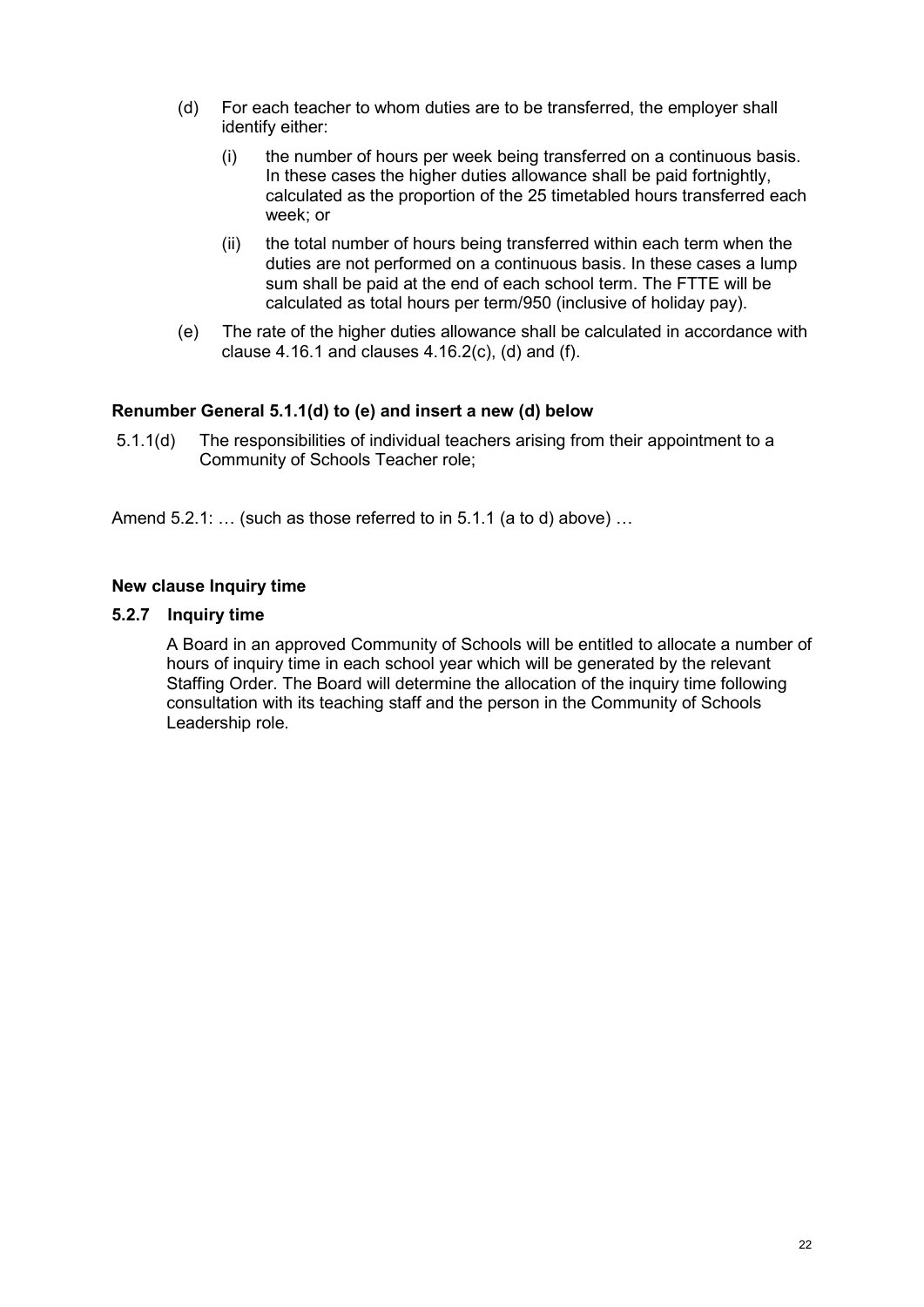(d) For each teacher to whom duties are to be transferred, the employer shall identify either:

   (i) the number of hours per week being transferred on a continuous basis. In these cases the higher duties allowance shall be paid fortnightly, calculated as the proportion of the 25 timetabled hours transferred each week; or

   (ii) the total number of hours being transferred within each term when the duties are not performed on a continuous basis. In these cases a lump sum shall be paid at the end of each school term. The FTTE will be calculated as total hours per term/950 (inclusive of holiday pay).

(e) The rate of the higher duties allowance shall be calculated in accordance with clause 4.16.1 and clauses 4.16.2(c), (d) and (f).

**Renumber General 5.1.1(d) to (e) and insert a new (d) below**

5.1.1(d) The responsibilities of individual teachers arising from their appointment to a Community of Schools Teacher role;

Amend 5.2.1: … (such as those referred to in 5.1.1 (a to d) above) …

**New clause Inquiry time**

**5.2.7 Inquiry time**

A Board in an approved Community of Schools will be entitled to allocate a number of hours of inquiry time in each school year which will be generated by the relevant Staffing Order. The Board will determine the allocation of the inquiry time following consultation with its teaching staff and the person in the Community of Schools Leadership role.